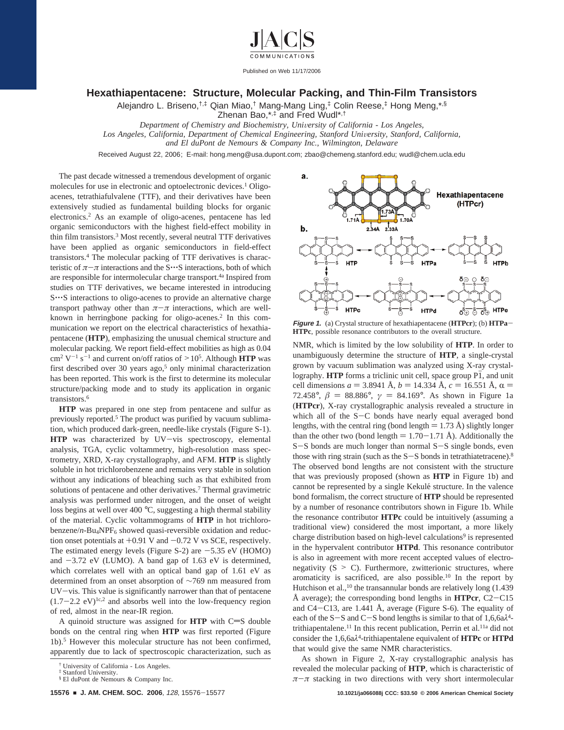Published on Web 11/17/2006

# Hexathiapentacene: Structure, Molecular Packing, and Thin-Film Transistors

Alejandro L. Briseno,[†,‡] Qian Miao,[†] Mang-Mang Ling,[‡] Colin Reese,[‡] Hong Meng,*[,§] Zhenan Bao,*[,‡] and Fred Wudl*[,†]

*Department of Chemistry and Biochemistry, University of California - Los Angeles, Los Angeles, California, Department of Chemical Engineering, Stanford University, Stanford, California, and El duPont de Nemours & Company Inc., Wilmington, Delaware*

Received August 22, 2006; E-mail: hong.meng@usa.dupont.com; zbao@chemeng.stanford.edu; wudl@chem.ucla.edu

The past decade witnessed a tremendous development of organic molecules for use in electronic and optoelectronic devices.[1] Oligoacenes, tetrathiafulvalene (TTF), and their derivatives have been extensively studied as fundamental building blocks for organic electronics.[2] As an example of oligo-acenes, pentacene has led organic semiconductors with the highest field-effect mobility in thin film transistors.[3] Most recently, several neutral TTF derivatives have been applied as organic semiconductors in field-effect transistors.[4] The molecular packing of TTF derivatives is characteristic of $\pi-\pi$ interactions and the S⋯S interactions, both of which are responsible for intermolecular charge transport.[4a] Inspired from studies on TTF derivatives, we became interested in introducing S⋯S interactions to oligo-acenes to provide an alternative charge transport pathway other than $\pi-\pi$ interactions, which are well-known in herringbone packing for oligo-acenes.[2] In this communication we report on the electrical characteristics of hexathiapentacene (**HTP**), emphasizing the unusual chemical structure and molecular packing. We report field-effect mobilities as high as 0.04 $cm^2\ V^{-1}\ s^{-1}$ and current on/off ratios of $>10^5$. Although **HTP** was first described over 30 years ago,[5] only minimal characterization has been reported. This work is the first to determine its molecular structure/packing mode and to study its application in organic transistors.[6]

**HTP** was prepared in one step from pentacene and sulfur as previously reported.[5] The product was purified by vacuum sublimation, which produced dark-green, needle-like crystals (Figure S-1). **HTP** was characterized by UV−vis spectroscopy, elemental analysis, TGA, cyclic voltammetry, high-resolution mass spectrometry, XRD, X-ray crystallography, and AFM. **HTP** is slightly soluble in hot trichlorobenzene and remains very stable in solution without any indications of bleaching such as that exhibited from solutions of pentacene and other derivatives.[7] Thermal gravimetric analysis was performed under nitrogen, and the onset of weight loss begins at well over 400 °C, suggesting a high thermal stability of the material. Cyclic voltammograms of **HTP** in hot trichlorobenzene/$n$-$Bu_4NPF_6$ showed quasi-reversible oxidation and reduction onset potentials at +0.91 V and −0.72 V vs SCE, respectively. The estimated energy levels (Figure S-2) are −5.35 eV (HOMO) and −3.72 eV (LUMO). A band gap of 1.63 eV is determined, which correlates well with an optical band gap of 1.61 eV as determined from an onset absorption of ∼769 nm measured from UV−vis. This value is significantly narrower than that of pentacene (1.7−2.2 eV)[1c,2] and absorbs well into the low-frequency region of red, almost in the near-IR region.

A quinoid structure was assigned for **HTP** with C=S double bonds on the central ring when **HTP** was first reported (Figure 1b).[5] However this molecular structure has not been confirmed, apparently due to lack of spectroscopic characterization, such as NMR, which is limited by the low solubility of **HTP**. In order to unambiguously determine the structure of **HTP**, a single-crystal grown by vacuum sublimation was analyzed using X-ray crystallography. **HTP** forms a triclinic unit cell, space group $P\bar{1}$, and unit cell dimensions $a = 3.8941$ Å, $b = 14.334$ Å, $c = 16.551$ Å, $\alpha = 72.458°$, $\beta = 88.886°$, $\gamma = 84.169°$. As shown in Figure 1a (**HTPcr**), X-ray crystallographic analysis revealed a structure in which all of the S−C bonds have nearly equal averaged bond lengths, with the central ring (bond length = 1.73 Å) slightly longer than the other two (bond length = 1.70−1.71 Å). Additionally the S−S bonds are much longer than normal S−S single bonds, even those with ring strain (such as the S−S bonds in tetrathiatetracene).[8] The observed bond lengths are not consistent with the structure that was previously proposed (shown as **HTP** in Figure 1b) and cannot be represented by a single Kekulé structure. In the valence bond formalism, the correct structure of **HTP** should be represented by a number of resonance contributors shown in Figure 1b. While the resonance contributor **HTPc** could be intuitively (assuming a traditional view) considered the most important, a more likely charge distribution based on high-level calculations[9] is represented in the hypervalent contributor **HTPd**. This resonance contributor is also in agreement with more recent accepted values of electronegativity (S > C). Furthermore, zwitterionic structures, where aromaticity is sacrificed, are also possible.[10] In the report by Hutchison et al.,[10] the transannular bonds are relatively long (1.439 Å average); the corresponding bond lengths in **HTPcr**, C2−C15 and C4−C13, are 1.441 Å, average (Figure S-6). The equality of each of the S−S and C−S bond lengths is similar to that of 1,6,6a$\lambda^4$-trithiapentalene.[11] In this recent publication, Perrin et al.[11a] did not consider the 1,6,6a$\lambda^4$-trithiapentalene equivalent of **HTPc** or **HTPd** that would give the same NMR characteristics.

Hexathiapentacene (HTPcr)

1.71Å 1.73Å 1.70Å 2.34Å 2.33Å

HTP HTPa HTPb HTPc HTPd HTPe

***Figure 1.*** (a) Crystal structure of hexathiapentacene (**HTPcr**); (b) **HTPa**−**HTPc**, possible resonance contributors to the overall structure.

As shown in Figure 2, X-ray crystallographic analysis has revealed the molecular packing of **HTP**, which is characteristic of $\pi-\pi$ stacking in two directions with very short intermolecular

[†] University of California - Los Angeles.
[‡] Stanford University.
[§] El duPont de Nemours & Company Inc.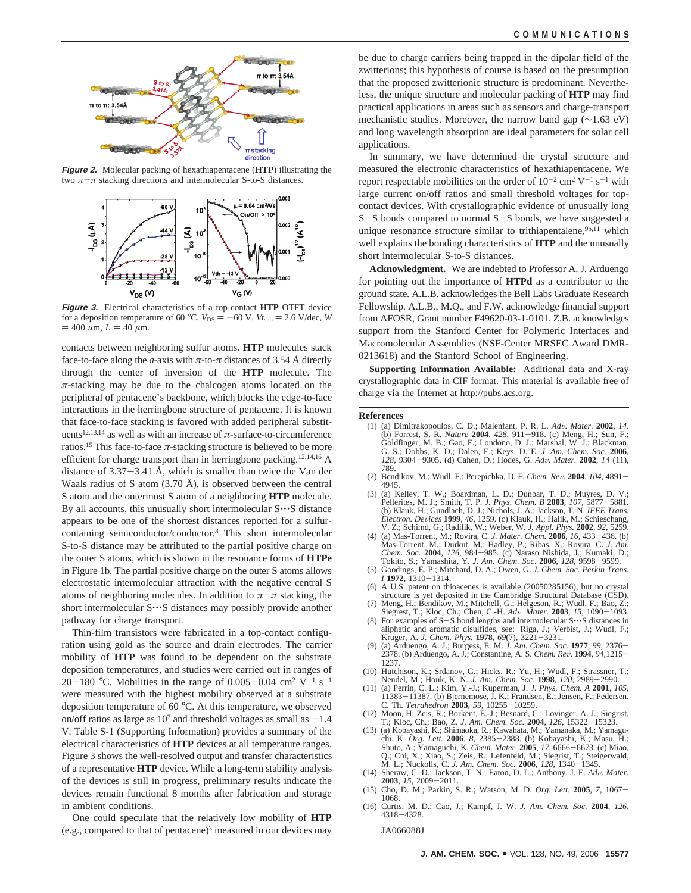π to π: 3.54Å

S to S: 3.41A

π to π: 3.54Å

S to S: 3.37A

π stacking direction

***Figure 2.*** Molecular packing of hexathiapentacene (**HTP**) illustrating the two $\pi-\pi$ stacking directions and intermolecular S-to-S distances.

-60 V

-44 V

-28 V

-12 V

$-I_{DS}$ (μA)

$V_{DS}$ (V)

μ = 0.04 cm²/Vs

On/Off > 10⁶

Vth = -13 V

$-I_{DS}$ (A)

$(-I_{DS})^{1/2}$ $(A^{1/2})$

$V_G$ (V)

***Figure 3.*** Electrical characteristics of a top-contact **HTP** OTFT device for a deposition temperature of 60 °C. $V_{DS} = -60$ V, $Vt_{sub} = 2.6$ V/dec, $W = 400$ μm, $L = 40$ μm.

contacts between neighboring sulfur atoms. **HTP** molecules stack face-to-face along the *a*-axis with $\pi$-to-$\pi$ distances of 3.54 Å directly through the center of inversion of the **HTP** molecule. The $\pi$-stacking may be due to the chalcogen atoms located on the peripheral of pentacene's backbone, which blocks the edge-to-face interactions in the herringbone structure of pentacene. It is known that face-to-face stacking is favored with added peripheral substituents[12,13,14] as well as with an increase of $\pi$-surface-to-circumference ratios.[15] This face-to-face $\pi$-stacking structure is believed to be more efficient for charge transport than in herringbone packing.[12,14,16] A distance of 3.37−3.41 Å, which is smaller than twice the Van der Waals radius of S atom (3.70 Å), is observed between the central S atom and the outermost S atom of a neighboring **HTP** molecule. By all accounts, this unusually short intermolecular S···S distance appears to be one of the shortest distances reported for a sulfur-containing semiconductor/conductor.[8] This short intermolecular S-to-S distance may be attributed to the partial positive charge on the outer S atoms, which is shown in the resonance forms of **HTPe** in Figure 1b. The partial positive charge on the outer S atoms allows electrostatic intermolecular attraction with the negative central S atoms of neighboring molecules. In addition to $\pi-\pi$ stacking, the short intermolecular S···S distances may possibly provide another pathway for charge transport.

Thin-film transistors were fabricated in a top-contact configuration using gold as the source and drain electrodes. The carrier mobility of **HTP** was found to be dependent on the substrate deposition temperatures, and studies were carried out in ranges of 20−180 °C. Mobilities in the range of 0.005−0.04 cm² V⁻¹ s⁻¹ were measured with the highest mobility observed at a substrate deposition temperature of 60 °C. At this temperature, we observed on/off ratios as large as $10^7$ and threshold voltages as small as −1.4 V. Table S-1 (Supporting Information) provides a summary of the electrical characteristics of **HTP** devices at all temperature ranges. Figure 3 shows the well-resolved output and transfer characteristics of a representative **HTP** device. While a long-term stability analysis of the devices is still in progress, preliminary results indicate the devices remain functional 8 months after fabrication and storage in ambient conditions.

One could speculate that the relatively low mobility of **HTP** (e.g., compared to that of pentacene)[3] measured in our devices may be due to charge carriers being trapped in the dipolar field of the zwitterions; this hypothesis of course is based on the presumption that the proposed zwitterionic structure is predominant. Nevertheless, the unique structure and molecular packing of **HTP** may find practical applications in areas such as sensors and charge-transport mechanistic studies. Moreover, the narrow band gap (~1.63 eV) and long wavelength absorption are ideal parameters for solar cell applications.

In summary, we have determined the crystal structure and measured the electronic characteristics of hexathiapentacene. We report respectable mobilities on the order of $10^{-2}$ cm² V⁻¹ s⁻¹ with large current on/off ratios and small threshold voltages for top-contact devices. With crystallographic evidence of unusually long S−S bonds compared to normal S−S bonds, we have suggested a unique resonance structure similar to trithiapentalene,[9b,11] which well explains the bonding characteristics of **HTP** and the unusually short intermolecular S-to-S distances.

**Acknowledgment.** We are indebted to Professor A. J. Arduengo for pointing out the importance of **HTPd** as a contributor to the ground state. A.L.B. acknowledges the Bell Labs Graduate Research Fellowship. A.L.B., M.Q., and F.W. acknowledge financial support from AFOSR, Grant number F49620-03-1-0101. Z.B. acknowledges support from the Stanford Center for Polymeric Interfaces and Macromolecular Assemblies (NSF-Center MRSEC Award DMR-0213618) and the Stanford School of Engineering.

**Supporting Information Available:** Additional data and X-ray crystallographic data in CIF format. This material is available free of charge via the Internet at http://pubs.acs.org.

## References

(1) (a) Dimitrakopoulos, C. D.; Malenfant, P. R. L. *Adv. Mater.* **2002**, *14*. (b) Forrest, S. R. *Nature* **2004**, *428*, 911−918. (c) Meng, H.; Sun, F.; Goldfinger, M. B.; Gao, F.; Londono, D. J.; Marshal, W. J.; Blackman, G. S.; Dobbs, K. D.; Dalen, E.; Keys, D. E. *J. Am. Chem. Soc.* **2006**, *128*, 9304−9305. (d) Cahen, D.; Hodes, G. *Adv. Mater.* **2002**, *14* (11), 789.

(2) Bendikov, M.; Wudl, F.; Perepichka, D. F. *Chem. Rev.* **2004**, *104*, 4891−4945.

(3) (a) Kelley, T. W.; Boardman, L. D.; Dunbar, T. D.; Muyres, D. V.; Pellerites, M. J.; Smith, T. P. *J. Phys. Chem. B* **2003**, *107*, 5877−5881. (b) Klauk, H.; Gundlach, D. J.; Nichols, J. A.; Jackson, T. N. *IEEE Trans. Electron. Devices* **1999**, *46*, 1259. (c) Klauk, H.; Halik, M.; Schieschang, V. Z.; Schmid, G.; Radilik, W.; Weber, W. *J. Appl. Phys.* **2002**, *92*, 5259.

(4) (a) Mas-Torrent, M.; Rovira, C. *J. Mater. Chem.* **2006**, *16*, 433−436. (b) Mas-Torrent, M.; Durkut, M.; Hadley, P.; Ribas, X.; Rovira, C. *J. Am. Chem. Soc.* **2004**, *126*, 984−985. (c) Naraso Nishida, J.; Kumaki, D.; Tokito, S.; Yamashita, Y. *J. Am. Chem. Soc.* **2006**, *128*, 9598−9599.

(5) Goodings, E. P.; Mitchard, D. A.; Owen, G. *J. Chem. Soc. Perkin Trans. I* **1972**, 1310−1314.

(6) A U.S. patent on thioacenes is available (20050285156), but no crystal structure is yet deposited in the Cambridge Structural Database (CSD).

(7) Meng, H.; Bendikov, M.; Mitchell, G.; Helgeson, R.; Wudl, F.; Bao, Z.; Siegrest, T.; Kloc, Ch.; Chen, C.-H. *Adv. Mater.* **2003**, *15*, 1090−1093.

(8) For examples of S−S bond lengths and intermolecular S···S distances in aliphatic and aromatic disulfides, see: Riga, J.; Verbist, J.; Wudl, F.; Kruger, A. *J. Chem. Phys.* **1978**, *69*(7), 3221−3231.

(9) (a) Arduengo, A. J.; Burgess, E. M. *J. Am. Chem. Soc.* **1977**, *99*, 2376−2378. (b) Arduengo, A. J.; Constantine, A. S. *Chem. Rev.* **1994**, *94*,1215−1237.

(10) Hutchison, K.; Srdanov, G.; Hicks, R.; Yu, H.; Wudl, F.; Strassner, T.; Nendel, M.; Houk, K. N. *J. Am. Chem. Soc.* **1998**, *120*, 2989−2990.

(11) (a) Perrin, C. L.; Kim, Y.-J.; Kuperman, J. *J. Phys. Chem. A* **2001**, *105*, 11383−11387. (b) Bjernemose, J. K.; Frandsen, E.; Jensen, F.; Pedersen, C. Th. *Tetrahedron* **2003**, *59*, 10255−10259.

(12) Moon, H; Zeis, R.; Borkent, E.-J.; Besnard, C.; Lovinger, A. J.; Siegrist, T.; Kloc, Ch.; Bao, Z. *J. Am. Chem. Soc.* **2004**, *126*, 15322−15323.

(13) (a) Kobayashi, K.; Shimaoka, R.; Kawahata, M.; Yamanaka, M.; Yamaguchi, K. *Org. Lett.* **2006**, *8*, 2385−2388. (b) Kobayashi, K.; Masu, H.; Shuto, A.; Yamaguchi, K. *Chem. Mater.* **2005**, *17*, 6666−6673. (c) Miao, Q.; Chi, X.; Xiao, S.; Zeis, R.; Lefenfeld, M.; Siegrist, T.; Steigerwald, M. L.; Nuckolls, C. *J. Am. Chem. Soc.* **2006**, *128*, 1340−1345.

(14) Sheraw, C. D.; Jackson, T. N.; Eaton, D. L.; Anthony, J. E. *Adv. Mater.* **2003**, *15*, 2009−2011.

(15) Cho, D. M.; Parkin, S. R.; Watson, M. D. *Org. Lett.* **2005**, *7*, 1067−1068.

(16) Curtis, M. D.; Cao, J.; Kampf, J. W. *J. Am. Chem. Soc.* **2004**, *126*, 4318−4328.

JA066088J